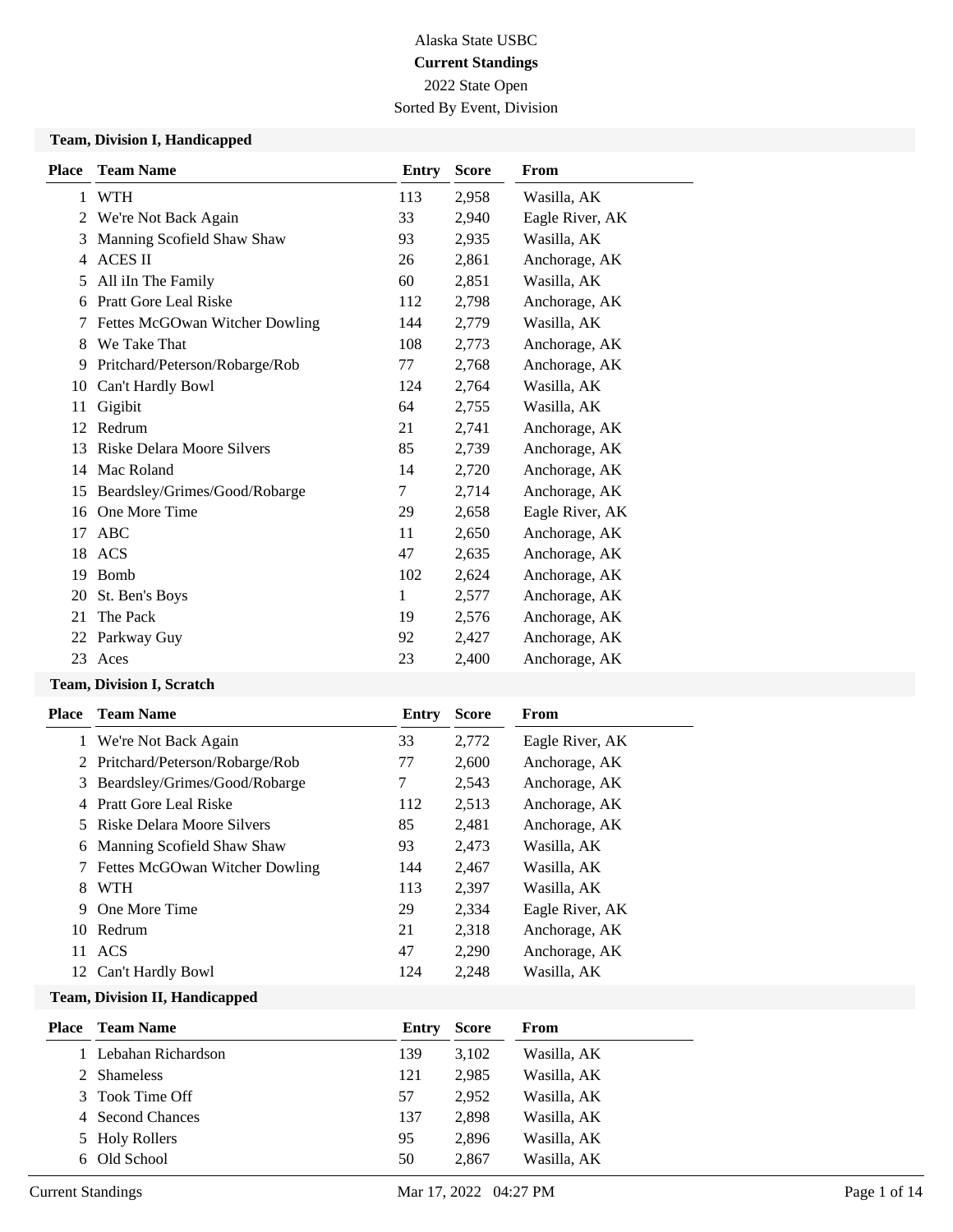Alaska State USBC

**Current Standings**

2022 State Open

Sorted By Event, Division

### Team, Division I, Handicapped

| Place | Team Name | Entry | Score | From |
|---|---|---|---|---|
| 1 | WTH | 113 | 2,958 | Wasilla, AK |
| 2 | We're Not Back Again | 33 | 2,940 | Eagle River, AK |
| 3 | Manning Scofield Shaw Shaw | 93 | 2,935 | Wasilla, AK |
| 4 | ACES II | 26 | 2,861 | Anchorage, AK |
| 5 | All iIn The Family | 60 | 2,851 | Wasilla, AK |
| 6 | Pratt Gore Leal Riske | 112 | 2,798 | Anchorage, AK |
| 7 | Fettes McGOwan Witcher Dowling | 144 | 2,779 | Wasilla, AK |
| 8 | We Take That | 108 | 2,773 | Anchorage, AK |
| 9 | Pritchard/Peterson/Robarge/Rob | 77 | 2,768 | Anchorage, AK |
| 10 | Can't Hardly Bowl | 124 | 2,764 | Wasilla, AK |
| 11 | Gigibit | 64 | 2,755 | Wasilla, AK |
| 12 | Redrum | 21 | 2,741 | Anchorage, AK |
| 13 | Riske Delara Moore Silvers | 85 | 2,739 | Anchorage, AK |
| 14 | Mac Roland | 14 | 2,720 | Anchorage, AK |
| 15 | Beardsley/Grimes/Good/Robarge | 7 | 2,714 | Anchorage, AK |
| 16 | One More Time | 29 | 2,658 | Eagle River, AK |
| 17 | ABC | 11 | 2,650 | Anchorage, AK |
| 18 | ACS | 47 | 2,635 | Anchorage, AK |
| 19 | Bomb | 102 | 2,624 | Anchorage, AK |
| 20 | St. Ben's Boys | 1 | 2,577 | Anchorage, AK |
| 21 | The Pack | 19 | 2,576 | Anchorage, AK |
| 22 | Parkway Guy | 92 | 2,427 | Anchorage, AK |
| 23 | Aces | 23 | 2,400 | Anchorage, AK |

### Team, Division I, Scratch

| Place | Team Name | Entry | Score | From |
|---|---|---|---|---|
| 1 | We're Not Back Again | 33 | 2,772 | Eagle River, AK |
| 2 | Pritchard/Peterson/Robarge/Rob | 77 | 2,600 | Anchorage, AK |
| 3 | Beardsley/Grimes/Good/Robarge | 7 | 2,543 | Anchorage, AK |
| 4 | Pratt Gore Leal Riske | 112 | 2,513 | Anchorage, AK |
| 5 | Riske Delara Moore Silvers | 85 | 2,481 | Anchorage, AK |
| 6 | Manning Scofield Shaw Shaw | 93 | 2,473 | Wasilla, AK |
| 7 | Fettes McGOwan Witcher Dowling | 144 | 2,467 | Wasilla, AK |
| 8 | WTH | 113 | 2,397 | Wasilla, AK |
| 9 | One More Time | 29 | 2,334 | Eagle River, AK |
| 10 | Redrum | 21 | 2,318 | Anchorage, AK |
| 11 | ACS | 47 | 2,290 | Anchorage, AK |
| 12 | Can't Hardly Bowl | 124 | 2,248 | Wasilla, AK |

### Team, Division II, Handicapped

| Place | Team Name | Entry | Score | From |
|---|---|---|---|---|
| 1 | Lebahan Richardson | 139 | 3,102 | Wasilla, AK |
| 2 | Shameless | 121 | 2,985 | Wasilla, AK |
| 3 | Took Time Off | 57 | 2,952 | Wasilla, AK |
| 4 | Second Chances | 137 | 2,898 | Wasilla, AK |
| 5 | Holy Rollers | 95 | 2,896 | Wasilla, AK |
| 6 | Old School | 50 | 2,867 | Wasilla, AK |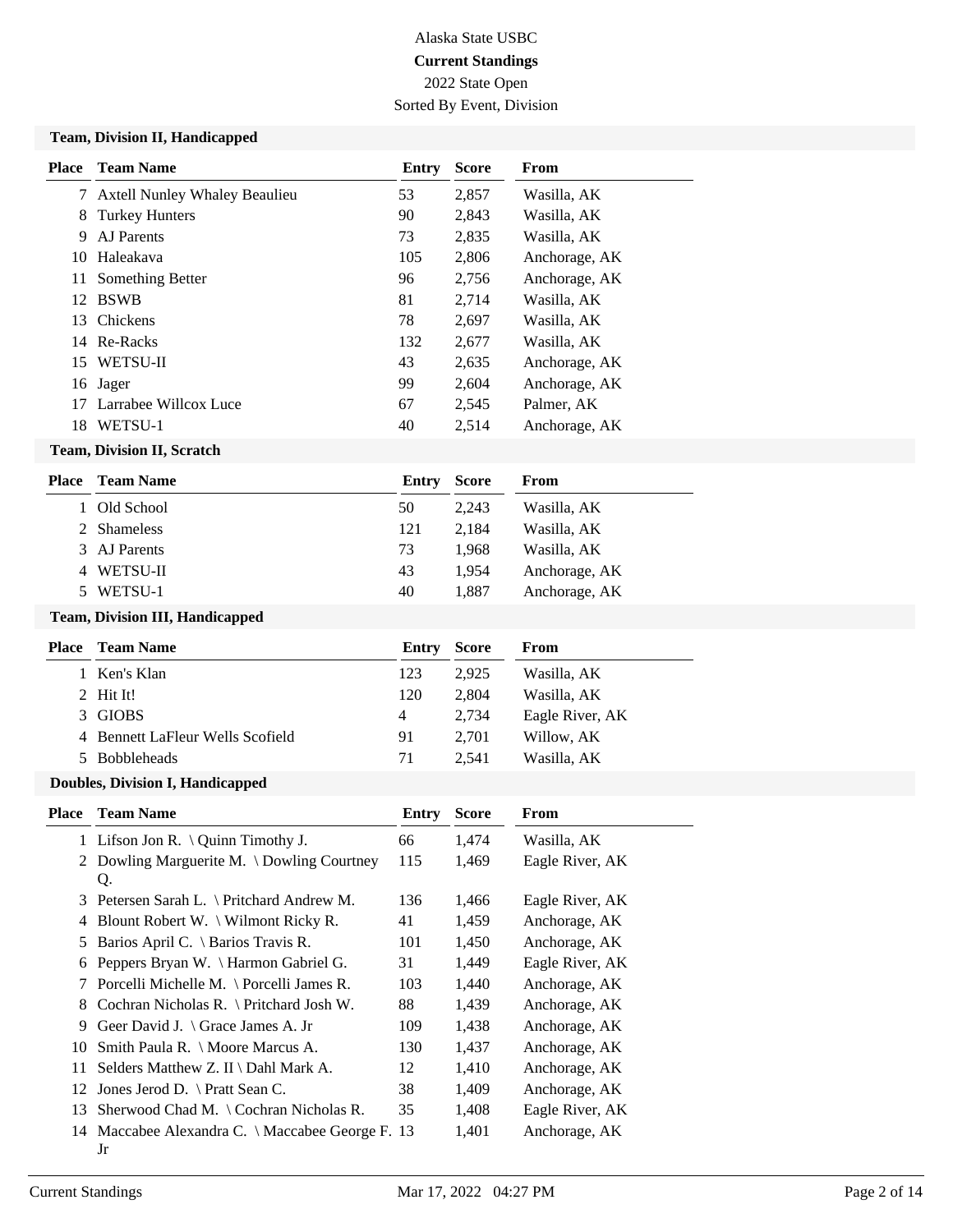Alaska State USBC

**Current Standings**

2022 State Open

Sorted By Event, Division

### Team, Division II, Handicapped

| Place | Team Name | Entry | Score | From |
|---|---|---|---|---|
| 7 | Axtell Nunley Whaley Beaulieu | 53 | 2,857 | Wasilla, AK |
| 8 | Turkey Hunters | 90 | 2,843 | Wasilla, AK |
| 9 | AJ Parents | 73 | 2,835 | Wasilla, AK |
| 10 | Haleakava | 105 | 2,806 | Anchorage, AK |
| 11 | Something Better | 96 | 2,756 | Anchorage, AK |
| 12 | BSWB | 81 | 2,714 | Wasilla, AK |
| 13 | Chickens | 78 | 2,697 | Wasilla, AK |
| 14 | Re-Racks | 132 | 2,677 | Wasilla, AK |
| 15 | WETSU-II | 43 | 2,635 | Anchorage, AK |
| 16 | Jager | 99 | 2,604 | Anchorage, AK |
| 17 | Larrabee Willcox Luce | 67 | 2,545 | Palmer, AK |
| 18 | WETSU-1 | 40 | 2,514 | Anchorage, AK |

### Team, Division II, Scratch

| Place | Team Name | Entry | Score | From |
|---|---|---|---|---|
| 1 | Old School | 50 | 2,243 | Wasilla, AK |
| 2 | Shameless | 121 | 2,184 | Wasilla, AK |
| 3 | AJ Parents | 73 | 1,968 | Wasilla, AK |
| 4 | WETSU-II | 43 | 1,954 | Anchorage, AK |
| 5 | WETSU-1 | 40 | 1,887 | Anchorage, AK |

### Team, Division III, Handicapped

| Place | Team Name | Entry | Score | From |
|---|---|---|---|---|
| 1 | Ken's Klan | 123 | 2,925 | Wasilla, AK |
| 2 | Hit It! | 120 | 2,804 | Wasilla, AK |
| 3 | GIOBS | 4 | 2,734 | Eagle River, AK |
| 4 | Bennett LaFleur Wells Scofield | 91 | 2,701 | Willow, AK |
| 5 | Bobbleheads | 71 | 2,541 | Wasilla, AK |

### Doubles, Division I, Handicapped

| Place | Team Name | Entry | Score | From |
|---|---|---|---|---|
| 1 | Lifson Jon R. \ Quinn Timothy J. | 66 | 1,474 | Wasilla, AK |
| 2 | Dowling Marguerite M. \ Dowling Courtney Q. | 115 | 1,469 | Eagle River, AK |
| 3 | Petersen Sarah L. \ Pritchard Andrew M. | 136 | 1,466 | Eagle River, AK |
| 4 | Blount Robert W. \ Wilmont Ricky R. | 41 | 1,459 | Anchorage, AK |
| 5 | Barios April C. \ Barios Travis R. | 101 | 1,450 | Anchorage, AK |
| 6 | Peppers Bryan W. \ Harmon Gabriel G. | 31 | 1,449 | Eagle River, AK |
| 7 | Porcelli Michelle M. \ Porcelli James R. | 103 | 1,440 | Anchorage, AK |
| 8 | Cochran Nicholas R. \ Pritchard Josh W. | 88 | 1,439 | Anchorage, AK |
| 9 | Geer David J. \ Grace James A. Jr | 109 | 1,438 | Anchorage, AK |
| 10 | Smith Paula R. \ Moore Marcus A. | 130 | 1,437 | Anchorage, AK |
| 11 | Selders Matthew Z. II \ Dahl Mark A. | 12 | 1,410 | Anchorage, AK |
| 12 | Jones Jerod D. \ Pratt Sean C. | 38 | 1,409 | Anchorage, AK |
| 13 | Sherwood Chad M. \ Cochran Nicholas R. | 35 | 1,408 | Eagle River, AK |
| 14 | Maccabee Alexandra C. \ Maccabee George F. Jr | 13 | 1,401 | Anchorage, AK |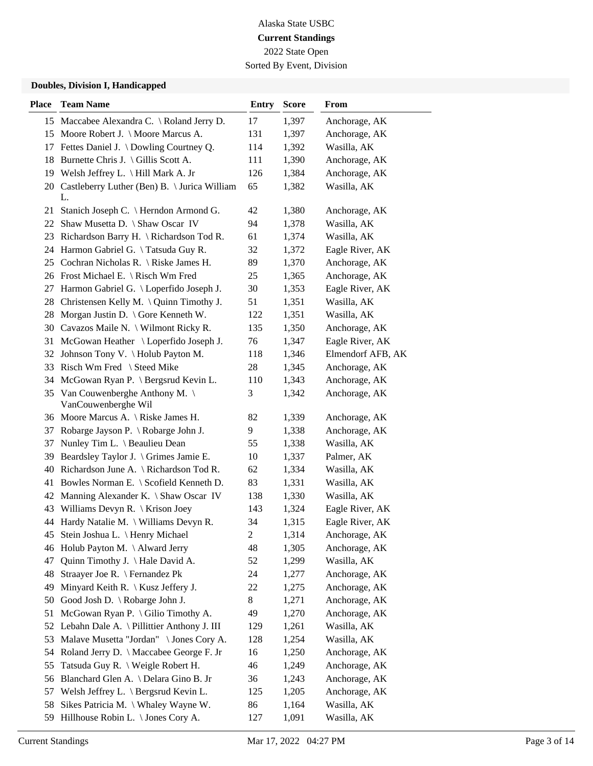Alaska State USBC

**Current Standings**

2022 State Open

Sorted By Event, Division

**Doubles, Division I, Handicapped**

| Place | Team Name | Entry | Score | From |
|---|---|---|---|---|
| 15 | Maccabee Alexandra C. \ Roland Jerry D. | 17 | 1,397 | Anchorage, AK |
| 15 | Moore Robert J. \ Moore Marcus A. | 131 | 1,397 | Anchorage, AK |
| 17 | Fettes Daniel J. \ Dowling Courtney Q. | 114 | 1,392 | Wasilla, AK |
| 18 | Burnette Chris J. \ Gillis Scott A. | 111 | 1,390 | Anchorage, AK |
| 19 | Welsh Jeffrey L. \ Hill Mark A. Jr | 126 | 1,384 | Anchorage, AK |
| 20 | Castleberry Luther (Ben) B. \ Jurica William L. | 65 | 1,382 | Wasilla, AK |
| 21 | Stanich Joseph C. \ Herndon Armond G. | 42 | 1,380 | Anchorage, AK |
| 22 | Shaw Musetta D. \ Shaw Oscar IV | 94 | 1,378 | Wasilla, AK |
| 23 | Richardson Barry H. \ Richardson Tod R. | 61 | 1,374 | Wasilla, AK |
| 24 | Harmon Gabriel G. \ Tatsuda Guy R. | 32 | 1,372 | Eagle River, AK |
| 25 | Cochran Nicholas R. \ Riske James H. | 89 | 1,370 | Anchorage, AK |
| 26 | Frost Michael E. \ Risch Wm Fred | 25 | 1,365 | Anchorage, AK |
| 27 | Harmon Gabriel G. \ Loperfido Joseph J. | 30 | 1,353 | Eagle River, AK |
| 28 | Christensen Kelly M. \ Quinn Timothy J. | 51 | 1,351 | Wasilla, AK |
| 28 | Morgan Justin D. \ Gore Kenneth W. | 122 | 1,351 | Wasilla, AK |
| 30 | Cavazos Maile N. \ Wilmont Ricky R. | 135 | 1,350 | Anchorage, AK |
| 31 | McGowan Heather \ Loperfido Joseph J. | 76 | 1,347 | Eagle River, AK |
| 32 | Johnson Tony V. \ Holub Payton M. | 118 | 1,346 | Elmendorf AFB, AK |
| 33 | Risch Wm Fred \ Steed Mike | 28 | 1,345 | Anchorage, AK |
| 34 | McGowan Ryan P. \ Bergsrud Kevin L. | 110 | 1,343 | Anchorage, AK |
| 35 | Van Couwenberghe Anthony M. \ VanCouwenberghe Wil | 3 | 1,342 | Anchorage, AK |
| 36 | Moore Marcus A. \ Riske James H. | 82 | 1,339 | Anchorage, AK |
| 37 | Robarge Jayson P. \ Robarge John J. | 9 | 1,338 | Anchorage, AK |
| 37 | Nunley Tim L. \ Beaulieu Dean | 55 | 1,338 | Wasilla, AK |
| 39 | Beardsley Taylor J. \ Grimes Jamie E. | 10 | 1,337 | Palmer, AK |
| 40 | Richardson June A. \ Richardson Tod R. | 62 | 1,334 | Wasilla, AK |
| 41 | Bowles Norman E. \ Scofield Kenneth D. | 83 | 1,331 | Wasilla, AK |
| 42 | Manning Alexander K. \ Shaw Oscar IV | 138 | 1,330 | Wasilla, AK |
| 43 | Williams Devyn R. \ Krison Joey | 143 | 1,324 | Eagle River, AK |
| 44 | Hardy Natalie M. \ Williams Devyn R. | 34 | 1,315 | Eagle River, AK |
| 45 | Stein Joshua L. \ Henry Michael | 2 | 1,314 | Anchorage, AK |
| 46 | Holub Payton M. \ Alward Jerry | 48 | 1,305 | Anchorage, AK |
| 47 | Quinn Timothy J. \ Hale David A. | 52 | 1,299 | Wasilla, AK |
| 48 | Straayer Joe R. \ Fernandez Pk | 24 | 1,277 | Anchorage, AK |
| 49 | Minyard Keith R. \ Kusz Jeffery J. | 22 | 1,275 | Anchorage, AK |
| 50 | Good Josh D. \ Robarge John J. | 8 | 1,271 | Anchorage, AK |
| 51 | McGowan Ryan P. \ Gilio Timothy A. | 49 | 1,270 | Anchorage, AK |
| 52 | Lebahn Dale A. \ Pillittier Anthony J. III | 129 | 1,261 | Wasilla, AK |
| 53 | Malave Musetta "Jordan" \ Jones Cory A. | 128 | 1,254 | Wasilla, AK |
| 54 | Roland Jerry D. \ Maccabee George F. Jr | 16 | 1,250 | Anchorage, AK |
| 55 | Tatsuda Guy R. \ Weigle Robert H. | 46 | 1,249 | Anchorage, AK |
| 56 | Blanchard Glen A. \ Delara Gino B. Jr | 36 | 1,243 | Anchorage, AK |
| 57 | Welsh Jeffrey L. \ Bergsrud Kevin L. | 125 | 1,205 | Anchorage, AK |
| 58 | Sikes Patricia M. \ Whaley Wayne W. | 86 | 1,164 | Wasilla, AK |
| 59 | Hillhouse Robin L. \ Jones Cory A. | 127 | 1,091 | Wasilla, AK |

Current Standings Mar 17, 2022 04:27 PM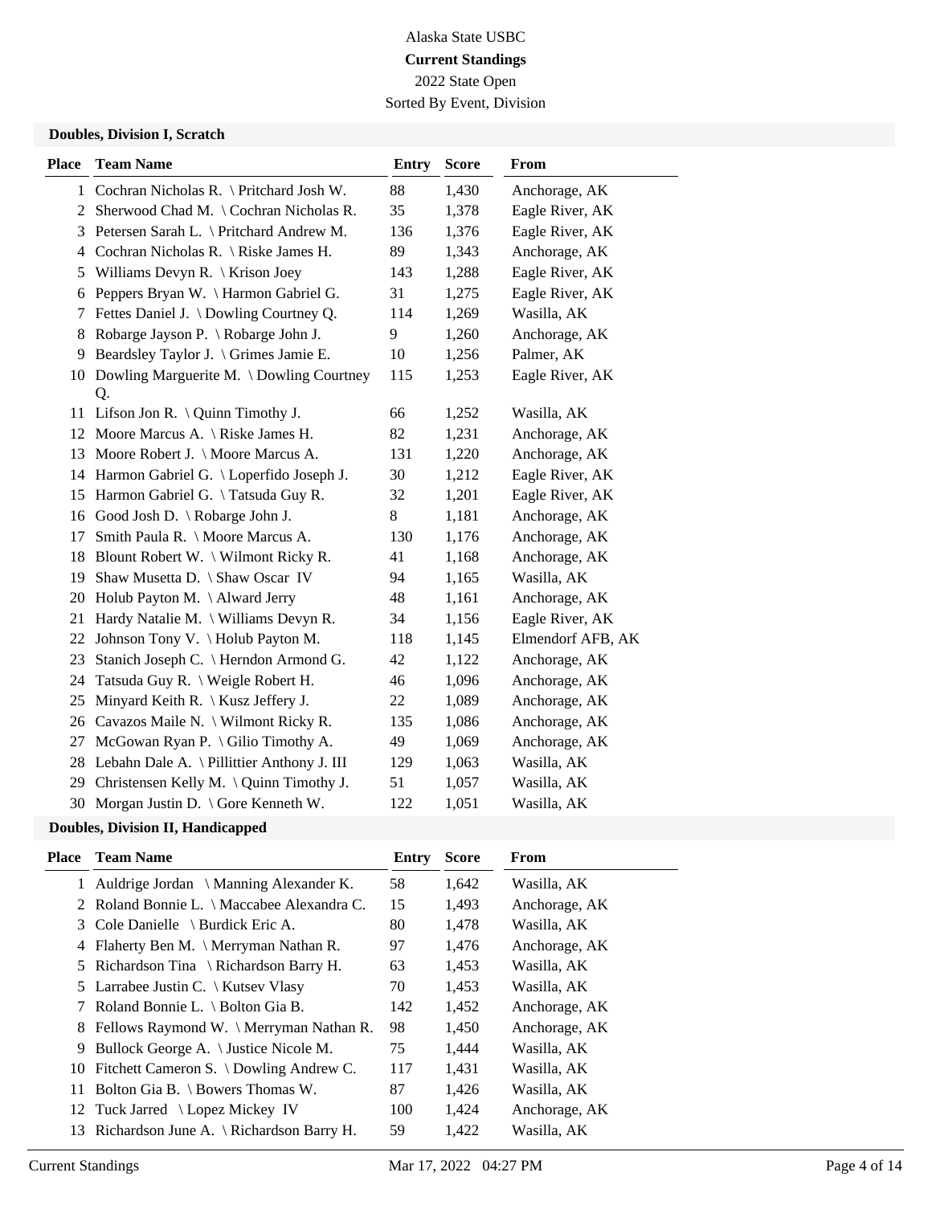Alaska State USBC

**Current Standings**

2022 State Open

Sorted By Event, Division

### Doubles, Division I, Scratch

| Place | Team Name | Entry | Score | From |
|---|---|---|---|---|
| 1 | Cochran Nicholas R. \ Pritchard Josh W. | 88 | 1,430 | Anchorage, AK |
| 2 | Sherwood Chad M. \ Cochran Nicholas R. | 35 | 1,378 | Eagle River, AK |
| 3 | Petersen Sarah L. \ Pritchard Andrew M. | 136 | 1,376 | Eagle River, AK |
| 4 | Cochran Nicholas R. \ Riske James H. | 89 | 1,343 | Anchorage, AK |
| 5 | Williams Devyn R. \ Krison Joey | 143 | 1,288 | Eagle River, AK |
| 6 | Peppers Bryan W. \ Harmon Gabriel G. | 31 | 1,275 | Eagle River, AK |
| 7 | Fettes Daniel J. \ Dowling Courtney Q. | 114 | 1,269 | Wasilla, AK |
| 8 | Robarge Jayson P. \ Robarge John J. | 9 | 1,260 | Anchorage, AK |
| 9 | Beardsley Taylor J. \ Grimes Jamie E. | 10 | 1,256 | Palmer, AK |
| 10 | Dowling Marguerite M. \ Dowling Courtney Q. | 115 | 1,253 | Eagle River, AK |
| 11 | Lifson Jon R. \ Quinn Timothy J. | 66 | 1,252 | Wasilla, AK |
| 12 | Moore Marcus A. \ Riske James H. | 82 | 1,231 | Anchorage, AK |
| 13 | Moore Robert J. \ Moore Marcus A. | 131 | 1,220 | Anchorage, AK |
| 14 | Harmon Gabriel G. \ Loperfido Joseph J. | 30 | 1,212 | Eagle River, AK |
| 15 | Harmon Gabriel G. \ Tatsuda Guy R. | 32 | 1,201 | Eagle River, AK |
| 16 | Good Josh D. \ Robarge John J. | 8 | 1,181 | Anchorage, AK |
| 17 | Smith Paula R. \ Moore Marcus A. | 130 | 1,176 | Anchorage, AK |
| 18 | Blount Robert W. \ Wilmont Ricky R. | 41 | 1,168 | Anchorage, AK |
| 19 | Shaw Musetta D. \ Shaw Oscar IV | 94 | 1,165 | Wasilla, AK |
| 20 | Holub Payton M. \ Alward Jerry | 48 | 1,161 | Anchorage, AK |
| 21 | Hardy Natalie M. \ Williams Devyn R. | 34 | 1,156 | Eagle River, AK |
| 22 | Johnson Tony V. \ Holub Payton M. | 118 | 1,145 | Elmendorf AFB, AK |
| 23 | Stanich Joseph C. \ Herndon Armond G. | 42 | 1,122 | Anchorage, AK |
| 24 | Tatsuda Guy R. \ Weigle Robert H. | 46 | 1,096 | Anchorage, AK |
| 25 | Minyard Keith R. \ Kusz Jeffery J. | 22 | 1,089 | Anchorage, AK |
| 26 | Cavazos Maile N. \ Wilmont Ricky R. | 135 | 1,086 | Anchorage, AK |
| 27 | McGowan Ryan P. \ Gilio Timothy A. | 49 | 1,069 | Anchorage, AK |
| 28 | Lebahn Dale A. \ Pillittier Anthony J. III | 129 | 1,063 | Wasilla, AK |
| 29 | Christensen Kelly M. \ Quinn Timothy J. | 51 | 1,057 | Wasilla, AK |
| 30 | Morgan Justin D. \ Gore Kenneth W. | 122 | 1,051 | Wasilla, AK |

### Doubles, Division II, Handicapped

| Place | Team Name | Entry | Score | From |
|---|---|---|---|---|
| 1 | Auldrige Jordan \ Manning Alexander K. | 58 | 1,642 | Wasilla, AK |
| 2 | Roland Bonnie L. \ Maccabee Alexandra C. | 15 | 1,493 | Anchorage, AK |
| 3 | Cole Danielle \ Burdick Eric A. | 80 | 1,478 | Wasilla, AK |
| 4 | Flaherty Ben M. \ Merryman Nathan R. | 97 | 1,476 | Anchorage, AK |
| 5 | Richardson Tina \ Richardson Barry H. | 63 | 1,453 | Wasilla, AK |
| 5 | Larrabee Justin C. \ Kutsev Vlasy | 70 | 1,453 | Wasilla, AK |
| 7 | Roland Bonnie L. \ Bolton Gia B. | 142 | 1,452 | Anchorage, AK |
| 8 | Fellows Raymond W. \ Merryman Nathan R. | 98 | 1,450 | Anchorage, AK |
| 9 | Bullock George A. \ Justice Nicole M. | 75 | 1,444 | Wasilla, AK |
| 10 | Fitchett Cameron S. \ Dowling Andrew C. | 117 | 1,431 | Wasilla, AK |
| 11 | Bolton Gia B. \ Bowers Thomas W. | 87 | 1,426 | Wasilla, AK |
| 12 | Tuck Jarred \ Lopez Mickey IV | 100 | 1,424 | Anchorage, AK |
| 13 | Richardson June A. \ Richardson Barry H. | 59 | 1,422 | Wasilla, AK |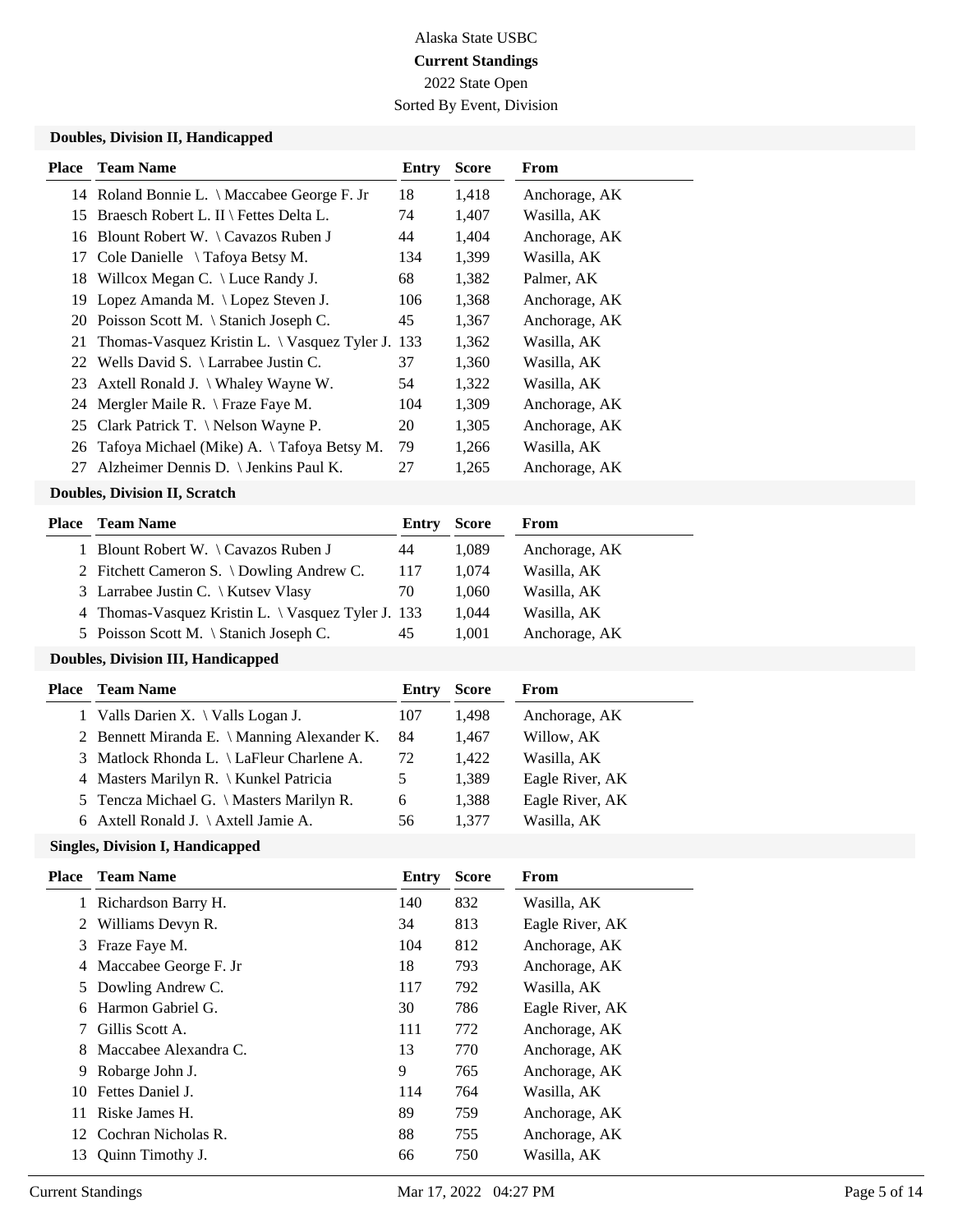Alaska State USBC

**Current Standings**

2022 State Open

Sorted By Event, Division

### Doubles, Division II, Handicapped

| Place | Team Name | Entry | Score | From |
|---|---|---|---|---|
| 14 | Roland Bonnie L. \ Maccabee George F. Jr | 18 | 1,418 | Anchorage, AK |
| 15 | Braesch Robert L. II \ Fettes Delta L. | 74 | 1,407 | Wasilla, AK |
| 16 | Blount Robert W. \ Cavazos Ruben J | 44 | 1,404 | Anchorage, AK |
| 17 | Cole Danielle \ Tafoya Betsy M. | 134 | 1,399 | Wasilla, AK |
| 18 | Willcox Megan C. \ Luce Randy J. | 68 | 1,382 | Palmer, AK |
| 19 | Lopez Amanda M. \ Lopez Steven J. | 106 | 1,368 | Anchorage, AK |
| 20 | Poisson Scott M. \ Stanich Joseph C. | 45 | 1,367 | Anchorage, AK |
| 21 | Thomas-Vasquez Kristin L. \ Vasquez Tyler J. | 133 | 1,362 | Wasilla, AK |
| 22 | Wells David S. \ Larrabee Justin C. | 37 | 1,360 | Wasilla, AK |
| 23 | Axtell Ronald J. \ Whaley Wayne W. | 54 | 1,322 | Wasilla, AK |
| 24 | Mergler Maile R. \ Fraze Faye M. | 104 | 1,309 | Anchorage, AK |
| 25 | Clark Patrick T. \ Nelson Wayne P. | 20 | 1,305 | Anchorage, AK |
| 26 | Tafoya Michael (Mike) A. \ Tafoya Betsy M. | 79 | 1,266 | Wasilla, AK |
| 27 | Alzheimer Dennis D. \ Jenkins Paul K. | 27 | 1,265 | Anchorage, AK |

### Doubles, Division II, Scratch

| Place | Team Name | Entry | Score | From |
|---|---|---|---|---|
| 1 | Blount Robert W. \ Cavazos Ruben J | 44 | 1,089 | Anchorage, AK |
| 2 | Fitchett Cameron S. \ Dowling Andrew C. | 117 | 1,074 | Wasilla, AK |
| 3 | Larrabee Justin C. \ Kutsev Vlasy | 70 | 1,060 | Wasilla, AK |
| 4 | Thomas-Vasquez Kristin L. \ Vasquez Tyler J. | 133 | 1,044 | Wasilla, AK |
| 5 | Poisson Scott M. \ Stanich Joseph C. | 45 | 1,001 | Anchorage, AK |

### Doubles, Division III, Handicapped

| Place | Team Name | Entry | Score | From |
|---|---|---|---|---|
| 1 | Valls Darien X. \ Valls Logan J. | 107 | 1,498 | Anchorage, AK |
| 2 | Bennett Miranda E. \ Manning Alexander K. | 84 | 1,467 | Willow, AK |
| 3 | Matlock Rhonda L. \ LaFleur Charlene A. | 72 | 1,422 | Wasilla, AK |
| 4 | Masters Marilyn R. \ Kunkel Patricia | 5 | 1,389 | Eagle River, AK |
| 5 | Tencza Michael G. \ Masters Marilyn R. | 6 | 1,388 | Eagle River, AK |
| 6 | Axtell Ronald J. \ Axtell Jamie A. | 56 | 1,377 | Wasilla, AK |

### Singles, Division I, Handicapped

| Place | Team Name | Entry | Score | From |
|---|---|---|---|---|
| 1 | Richardson Barry H. | 140 | 832 | Wasilla, AK |
| 2 | Williams Devyn R. | 34 | 813 | Eagle River, AK |
| 3 | Fraze Faye M. | 104 | 812 | Anchorage, AK |
| 4 | Maccabee George F. Jr | 18 | 793 | Anchorage, AK |
| 5 | Dowling Andrew C. | 117 | 792 | Wasilla, AK |
| 6 | Harmon Gabriel G. | 30 | 786 | Eagle River, AK |
| 7 | Gillis Scott A. | 111 | 772 | Anchorage, AK |
| 8 | Maccabee Alexandra C. | 13 | 770 | Anchorage, AK |
| 9 | Robarge John J. | 9 | 765 | Anchorage, AK |
| 10 | Fettes Daniel J. | 114 | 764 | Wasilla, AK |
| 11 | Riske James H. | 89 | 759 | Anchorage, AK |
| 12 | Cochran Nicholas R. | 88 | 755 | Anchorage, AK |
| 13 | Quinn Timothy J. | 66 | 750 | Wasilla, AK |

Current Standings Mar 17, 2022 04:27 PM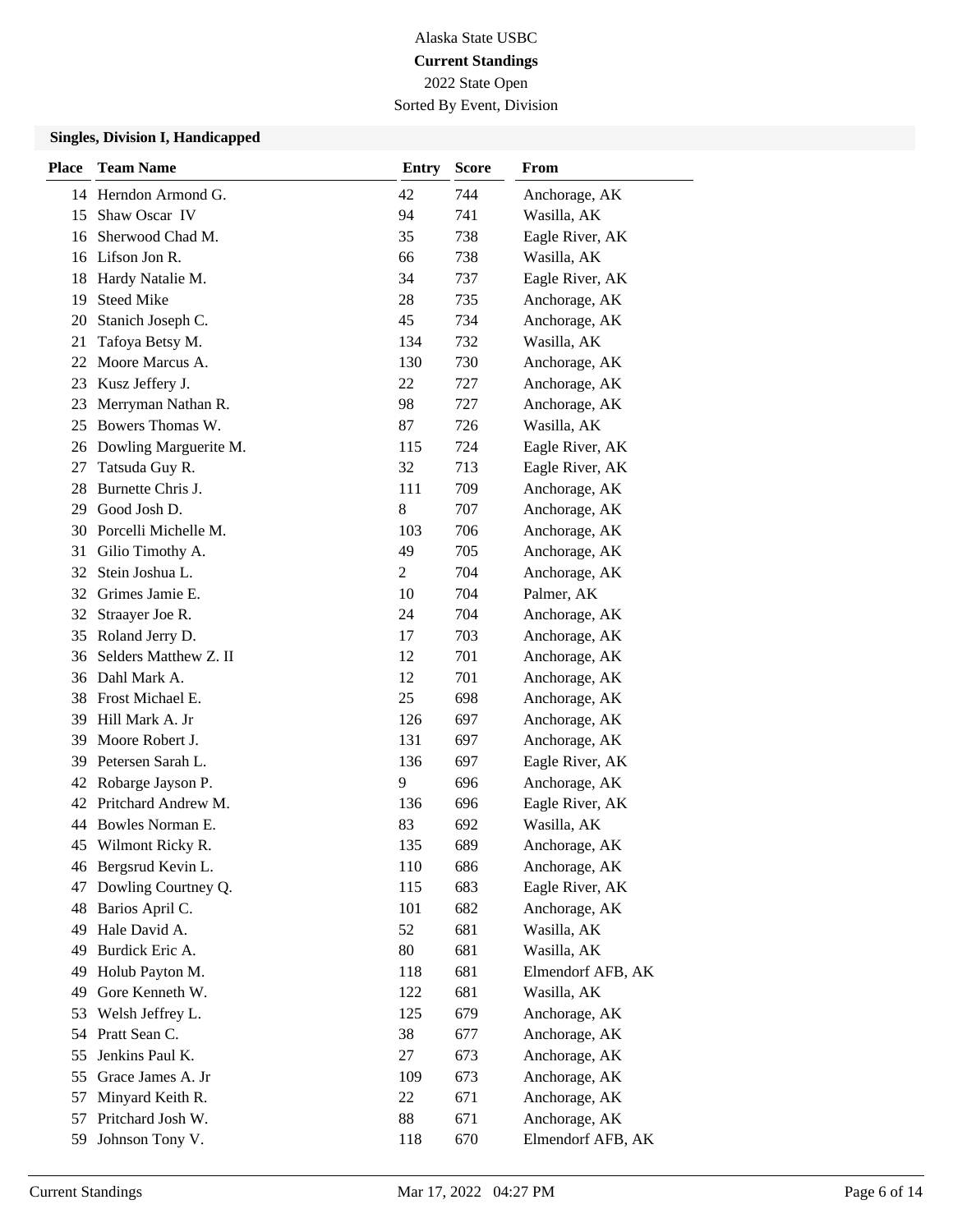Alaska State USBC

**Current Standings**

2022 State Open

Sorted By Event, Division

### Singles, Division I, Handicapped

| Place | Team Name | Entry | Score | From |
|---|---|---|---|---|
| 14 | Herndon Armond G. | 42 | 744 | Anchorage, AK |
| 15 | Shaw Oscar IV | 94 | 741 | Wasilla, AK |
| 16 | Sherwood Chad M. | 35 | 738 | Eagle River, AK |
| 16 | Lifson Jon R. | 66 | 738 | Wasilla, AK |
| 18 | Hardy Natalie M. | 34 | 737 | Eagle River, AK |
| 19 | Steed Mike | 28 | 735 | Anchorage, AK |
| 20 | Stanich Joseph C. | 45 | 734 | Anchorage, AK |
| 21 | Tafoya Betsy M. | 134 | 732 | Wasilla, AK |
| 22 | Moore Marcus A. | 130 | 730 | Anchorage, AK |
| 23 | Kusz Jeffery J. | 22 | 727 | Anchorage, AK |
| 23 | Merryman Nathan R. | 98 | 727 | Anchorage, AK |
| 25 | Bowers Thomas W. | 87 | 726 | Wasilla, AK |
| 26 | Dowling Marguerite M. | 115 | 724 | Eagle River, AK |
| 27 | Tatsuda Guy R. | 32 | 713 | Eagle River, AK |
| 28 | Burnette Chris J. | 111 | 709 | Anchorage, AK |
| 29 | Good Josh D. | 8 | 707 | Anchorage, AK |
| 30 | Porcelli Michelle M. | 103 | 706 | Anchorage, AK |
| 31 | Gilio Timothy A. | 49 | 705 | Anchorage, AK |
| 32 | Stein Joshua L. | 2 | 704 | Anchorage, AK |
| 32 | Grimes Jamie E. | 10 | 704 | Palmer, AK |
| 32 | Straayer Joe R. | 24 | 704 | Anchorage, AK |
| 35 | Roland Jerry D. | 17 | 703 | Anchorage, AK |
| 36 | Selders Matthew Z. II | 12 | 701 | Anchorage, AK |
| 36 | Dahl Mark A. | 12 | 701 | Anchorage, AK |
| 38 | Frost Michael E. | 25 | 698 | Anchorage, AK |
| 39 | Hill Mark A. Jr | 126 | 697 | Anchorage, AK |
| 39 | Moore Robert J. | 131 | 697 | Anchorage, AK |
| 39 | Petersen Sarah L. | 136 | 697 | Eagle River, AK |
| 42 | Robarge Jayson P. | 9 | 696 | Anchorage, AK |
| 42 | Pritchard Andrew M. | 136 | 696 | Eagle River, AK |
| 44 | Bowles Norman E. | 83 | 692 | Wasilla, AK |
| 45 | Wilmont Ricky R. | 135 | 689 | Anchorage, AK |
| 46 | Bergsrud Kevin L. | 110 | 686 | Anchorage, AK |
| 47 | Dowling Courtney Q. | 115 | 683 | Eagle River, AK |
| 48 | Barios April C. | 101 | 682 | Anchorage, AK |
| 49 | Hale David A. | 52 | 681 | Wasilla, AK |
| 49 | Burdick Eric A. | 80 | 681 | Wasilla, AK |
| 49 | Holub Payton M. | 118 | 681 | Elmendorf AFB, AK |
| 49 | Gore Kenneth W. | 122 | 681 | Wasilla, AK |
| 53 | Welsh Jeffrey L. | 125 | 679 | Anchorage, AK |
| 54 | Pratt Sean C. | 38 | 677 | Anchorage, AK |
| 55 | Jenkins Paul K. | 27 | 673 | Anchorage, AK |
| 55 | Grace James A. Jr | 109 | 673 | Anchorage, AK |
| 57 | Minyard Keith R. | 22 | 671 | Anchorage, AK |
| 57 | Pritchard Josh W. | 88 | 671 | Anchorage, AK |
| 59 | Johnson Tony V. | 118 | 670 | Elmendorf AFB, AK |

Current Standings Mar 17, 2022 04:27 PM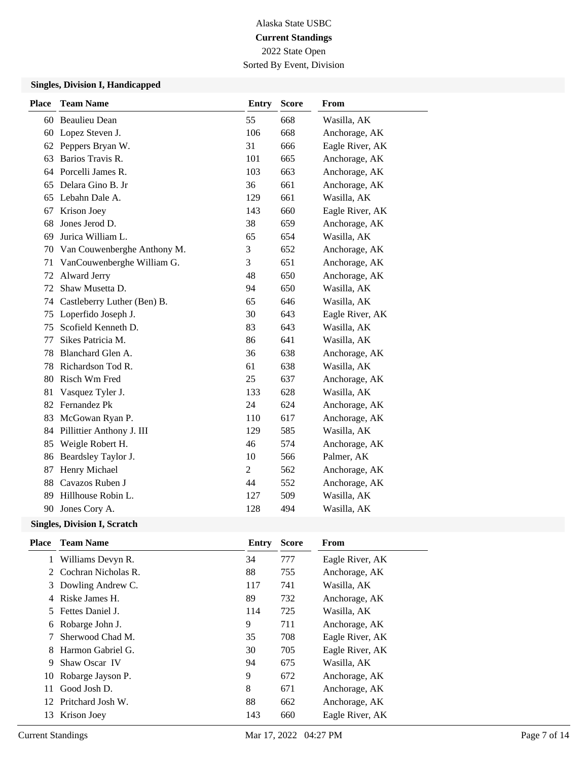Alaska State USBC

**Current Standings**

2022 State Open

Sorted By Event, Division

### Singles, Division I, Handicapped

| Place | Team Name | Entry | Score | From |
|---|---|---|---|---|
| 60 | Beaulieu Dean | 55 | 668 | Wasilla, AK |
| 60 | Lopez Steven J. | 106 | 668 | Anchorage, AK |
| 62 | Peppers Bryan W. | 31 | 666 | Eagle River, AK |
| 63 | Barios Travis R. | 101 | 665 | Anchorage, AK |
| 64 | Porcelli James R. | 103 | 663 | Anchorage, AK |
| 65 | Delara Gino B. Jr | 36 | 661 | Anchorage, AK |
| 65 | Lebahn Dale A. | 129 | 661 | Wasilla, AK |
| 67 | Krison Joey | 143 | 660 | Eagle River, AK |
| 68 | Jones Jerod D. | 38 | 659 | Anchorage, AK |
| 69 | Jurica William L. | 65 | 654 | Wasilla, AK |
| 70 | Van Couwenberghe Anthony M. | 3 | 652 | Anchorage, AK |
| 71 | VanCouwenberghe William G. | 3 | 651 | Anchorage, AK |
| 72 | Alward Jerry | 48 | 650 | Anchorage, AK |
| 72 | Shaw Musetta D. | 94 | 650 | Wasilla, AK |
| 74 | Castleberry Luther (Ben) B. | 65 | 646 | Wasilla, AK |
| 75 | Loperfido Joseph J. | 30 | 643 | Eagle River, AK |
| 75 | Scofield Kenneth D. | 83 | 643 | Wasilla, AK |
| 77 | Sikes Patricia M. | 86 | 641 | Wasilla, AK |
| 78 | Blanchard Glen A. | 36 | 638 | Anchorage, AK |
| 78 | Richardson Tod R. | 61 | 638 | Wasilla, AK |
| 80 | Risch Wm Fred | 25 | 637 | Anchorage, AK |
| 81 | Vasquez Tyler J. | 133 | 628 | Wasilla, AK |
| 82 | Fernandez Pk | 24 | 624 | Anchorage, AK |
| 83 | McGowan Ryan P. | 110 | 617 | Anchorage, AK |
| 84 | Pillittier Anthony J. III | 129 | 585 | Wasilla, AK |
| 85 | Weigle Robert H. | 46 | 574 | Anchorage, AK |
| 86 | Beardsley Taylor J. | 10 | 566 | Palmer, AK |
| 87 | Henry Michael | 2 | 562 | Anchorage, AK |
| 88 | Cavazos Ruben J | 44 | 552 | Anchorage, AK |
| 89 | Hillhouse Robin L. | 127 | 509 | Wasilla, AK |
| 90 | Jones Cory A. | 128 | 494 | Wasilla, AK |

### Singles, Division I, Scratch

| Place | Team Name | Entry | Score | From |
|---|---|---|---|---|
| 1 | Williams Devyn R. | 34 | 777 | Eagle River, AK |
| 2 | Cochran Nicholas R. | 88 | 755 | Anchorage, AK |
| 3 | Dowling Andrew C. | 117 | 741 | Wasilla, AK |
| 4 | Riske James H. | 89 | 732 | Anchorage, AK |
| 5 | Fettes Daniel J. | 114 | 725 | Wasilla, AK |
| 6 | Robarge John J. | 9 | 711 | Anchorage, AK |
| 7 | Sherwood Chad M. | 35 | 708 | Eagle River, AK |
| 8 | Harmon Gabriel G. | 30 | 705 | Eagle River, AK |
| 9 | Shaw Oscar IV | 94 | 675 | Wasilla, AK |
| 10 | Robarge Jayson P. | 9 | 672 | Anchorage, AK |
| 11 | Good Josh D. | 8 | 671 | Anchorage, AK |
| 12 | Pritchard Josh W. | 88 | 662 | Anchorage, AK |
| 13 | Krison Joey | 143 | 660 | Eagle River, AK |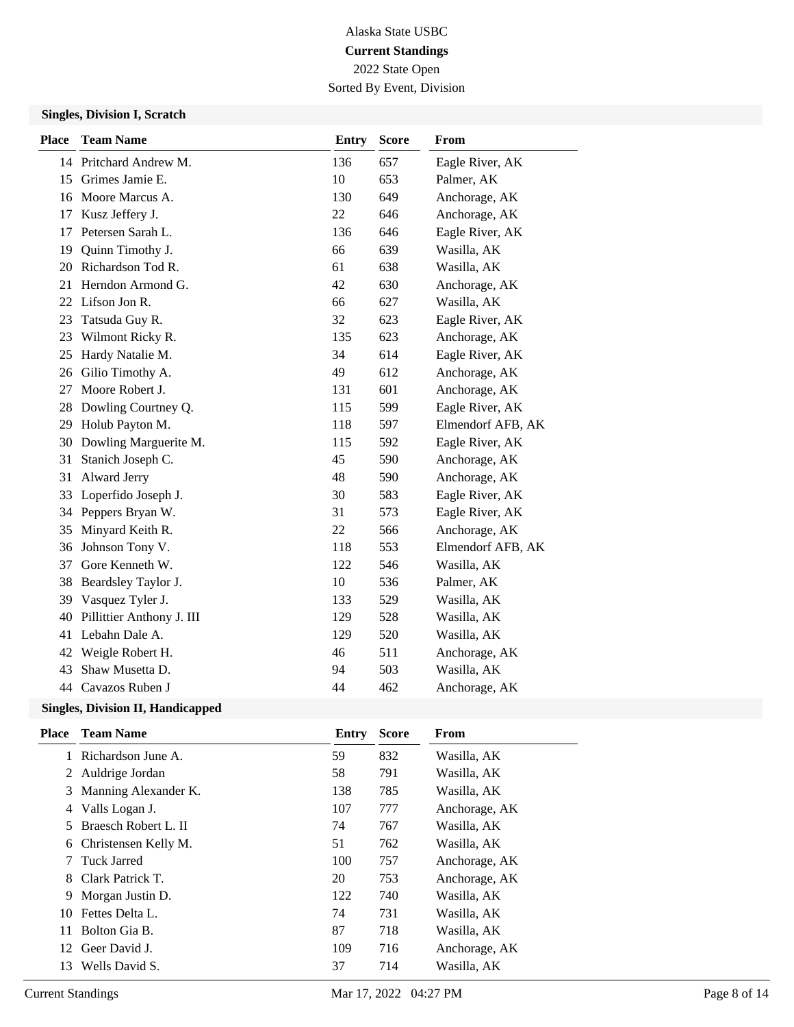# Alaska State USBC

## Current Standings

2022 State Open

Sorted By Event, Division

### Singles, Division I, Scratch

| Place | Team Name | Entry | Score | From |
|---|---|---|---|---|
| 14 | Pritchard Andrew M. | 136 | 657 | Eagle River, AK |
| 15 | Grimes Jamie E. | 10 | 653 | Palmer, AK |
| 16 | Moore Marcus A. | 130 | 649 | Anchorage, AK |
| 17 | Kusz Jeffery J. | 22 | 646 | Anchorage, AK |
| 17 | Petersen Sarah L. | 136 | 646 | Eagle River, AK |
| 19 | Quinn Timothy J. | 66 | 639 | Wasilla, AK |
| 20 | Richardson Tod R. | 61 | 638 | Wasilla, AK |
| 21 | Herndon Armond G. | 42 | 630 | Anchorage, AK |
| 22 | Lifson Jon R. | 66 | 627 | Wasilla, AK |
| 23 | Tatsuda Guy R. | 32 | 623 | Eagle River, AK |
| 23 | Wilmont Ricky R. | 135 | 623 | Anchorage, AK |
| 25 | Hardy Natalie M. | 34 | 614 | Eagle River, AK |
| 26 | Gilio Timothy A. | 49 | 612 | Anchorage, AK |
| 27 | Moore Robert J. | 131 | 601 | Anchorage, AK |
| 28 | Dowling Courtney Q. | 115 | 599 | Eagle River, AK |
| 29 | Holub Payton M. | 118 | 597 | Elmendorf AFB, AK |
| 30 | Dowling Marguerite M. | 115 | 592 | Eagle River, AK |
| 31 | Stanich Joseph C. | 45 | 590 | Anchorage, AK |
| 31 | Alward Jerry | 48 | 590 | Anchorage, AK |
| 33 | Loperfido Joseph J. | 30 | 583 | Eagle River, AK |
| 34 | Peppers Bryan W. | 31 | 573 | Eagle River, AK |
| 35 | Minyard Keith R. | 22 | 566 | Anchorage, AK |
| 36 | Johnson Tony V. | 118 | 553 | Elmendorf AFB, AK |
| 37 | Gore Kenneth W. | 122 | 546 | Wasilla, AK |
| 38 | Beardsley Taylor J. | 10 | 536 | Palmer, AK |
| 39 | Vasquez Tyler J. | 133 | 529 | Wasilla, AK |
| 40 | Pillittier Anthony J. III | 129 | 528 | Wasilla, AK |
| 41 | Lebahn Dale A. | 129 | 520 | Wasilla, AK |
| 42 | Weigle Robert H. | 46 | 511 | Anchorage, AK |
| 43 | Shaw Musetta D. | 94 | 503 | Wasilla, AK |
| 44 | Cavazos Ruben J | 44 | 462 | Anchorage, AK |

### Singles, Division II, Handicapped

| Place | Team Name | Entry | Score | From |
|---|---|---|---|---|
| 1 | Richardson June A. | 59 | 832 | Wasilla, AK |
| 2 | Auldrige Jordan | 58 | 791 | Wasilla, AK |
| 3 | Manning Alexander K. | 138 | 785 | Wasilla, AK |
| 4 | Valls Logan J. | 107 | 777 | Anchorage, AK |
| 5 | Braesch Robert L. II | 74 | 767 | Wasilla, AK |
| 6 | Christensen Kelly M. | 51 | 762 | Wasilla, AK |
| 7 | Tuck Jarred | 100 | 757 | Anchorage, AK |
| 8 | Clark Patrick T. | 20 | 753 | Anchorage, AK |
| 9 | Morgan Justin D. | 122 | 740 | Wasilla, AK |
| 10 | Fettes Delta L. | 74 | 731 | Wasilla, AK |
| 11 | Bolton Gia B. | 87 | 718 | Wasilla, AK |
| 12 | Geer David J. | 109 | 716 | Anchorage, AK |
| 13 | Wells David S. | 37 | 714 | Wasilla, AK |

Current Standings    Mar 17, 2022 04:27 PM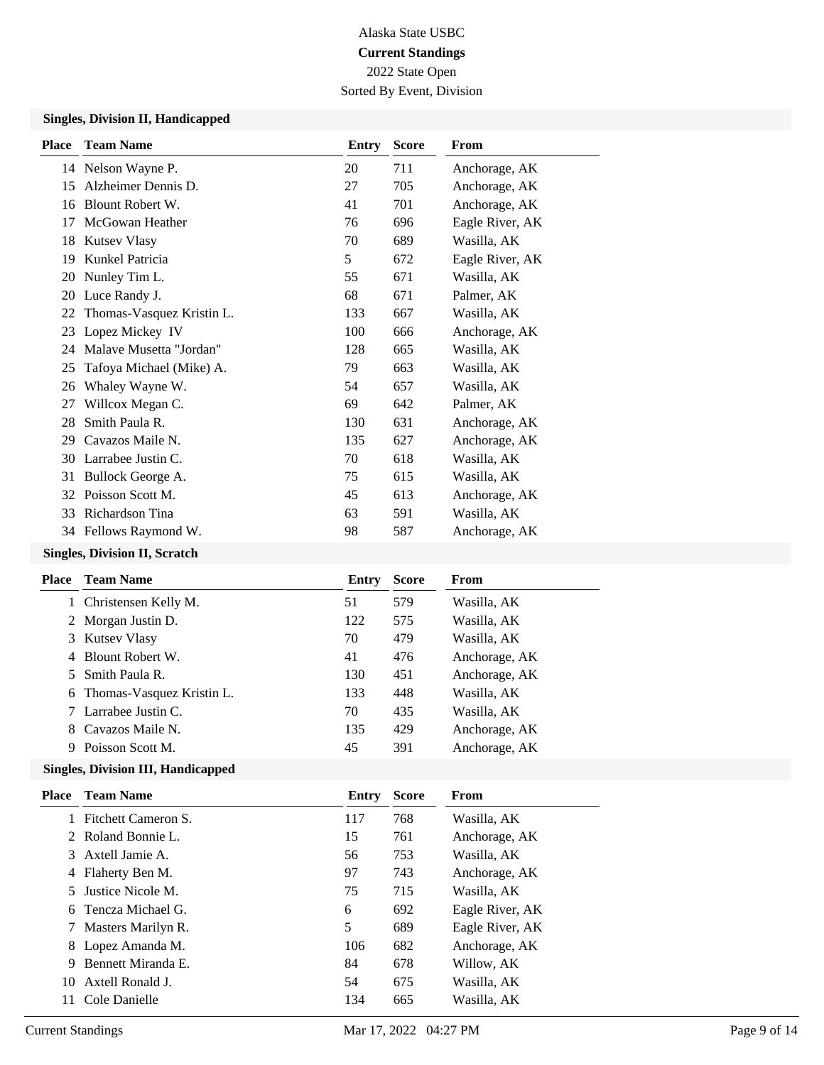Alaska State USBC

**Current Standings**

2022 State Open

Sorted By Event, Division

### Singles, Division II, Handicapped

| Place | Team Name | Entry | Score | From |
|---|---|---|---|---|
| 14 | Nelson Wayne P. | 20 | 711 | Anchorage, AK |
| 15 | Alzheimer Dennis D. | 27 | 705 | Anchorage, AK |
| 16 | Blount Robert W. | 41 | 701 | Anchorage, AK |
| 17 | McGowan Heather | 76 | 696 | Eagle River, AK |
| 18 | Kutsev Vlasy | 70 | 689 | Wasilla, AK |
| 19 | Kunkel Patricia | 5 | 672 | Eagle River, AK |
| 20 | Nunley Tim L. | 55 | 671 | Wasilla, AK |
| 20 | Luce Randy J. | 68 | 671 | Palmer, AK |
| 22 | Thomas-Vasquez Kristin L. | 133 | 667 | Wasilla, AK |
| 23 | Lopez Mickey IV | 100 | 666 | Anchorage, AK |
| 24 | Malave Musetta "Jordan" | 128 | 665 | Wasilla, AK |
| 25 | Tafoya Michael (Mike) A. | 79 | 663 | Wasilla, AK |
| 26 | Whaley Wayne W. | 54 | 657 | Wasilla, AK |
| 27 | Willcox Megan C. | 69 | 642 | Palmer, AK |
| 28 | Smith Paula R. | 130 | 631 | Anchorage, AK |
| 29 | Cavazos Maile N. | 135 | 627 | Anchorage, AK |
| 30 | Larrabee Justin C. | 70 | 618 | Wasilla, AK |
| 31 | Bullock George A. | 75 | 615 | Wasilla, AK |
| 32 | Poisson Scott M. | 45 | 613 | Anchorage, AK |
| 33 | Richardson Tina | 63 | 591 | Wasilla, AK |
| 34 | Fellows Raymond W. | 98 | 587 | Anchorage, AK |

### Singles, Division II, Scratch

| Place | Team Name | Entry | Score | From |
|---|---|---|---|---|
| 1 | Christensen Kelly M. | 51 | 579 | Wasilla, AK |
| 2 | Morgan Justin D. | 122 | 575 | Wasilla, AK |
| 3 | Kutsev Vlasy | 70 | 479 | Wasilla, AK |
| 4 | Blount Robert W. | 41 | 476 | Anchorage, AK |
| 5 | Smith Paula R. | 130 | 451 | Anchorage, AK |
| 6 | Thomas-Vasquez Kristin L. | 133 | 448 | Wasilla, AK |
| 7 | Larrabee Justin C. | 70 | 435 | Wasilla, AK |
| 8 | Cavazos Maile N. | 135 | 429 | Anchorage, AK |
| 9 | Poisson Scott M. | 45 | 391 | Anchorage, AK |

### Singles, Division III, Handicapped

| Place | Team Name | Entry | Score | From |
|---|---|---|---|---|
| 1 | Fitchett Cameron S. | 117 | 768 | Wasilla, AK |
| 2 | Roland Bonnie L. | 15 | 761 | Anchorage, AK |
| 3 | Axtell Jamie A. | 56 | 753 | Wasilla, AK |
| 4 | Flaherty Ben M. | 97 | 743 | Anchorage, AK |
| 5 | Justice Nicole M. | 75 | 715 | Wasilla, AK |
| 6 | Tencza Michael G. | 6 | 692 | Eagle River, AK |
| 7 | Masters Marilyn R. | 5 | 689 | Eagle River, AK |
| 8 | Lopez Amanda M. | 106 | 682 | Anchorage, AK |
| 9 | Bennett Miranda E. | 84 | 678 | Willow, AK |
| 10 | Axtell Ronald J. | 54 | 675 | Wasilla, AK |
| 11 | Cole Danielle | 134 | 665 | Wasilla, AK |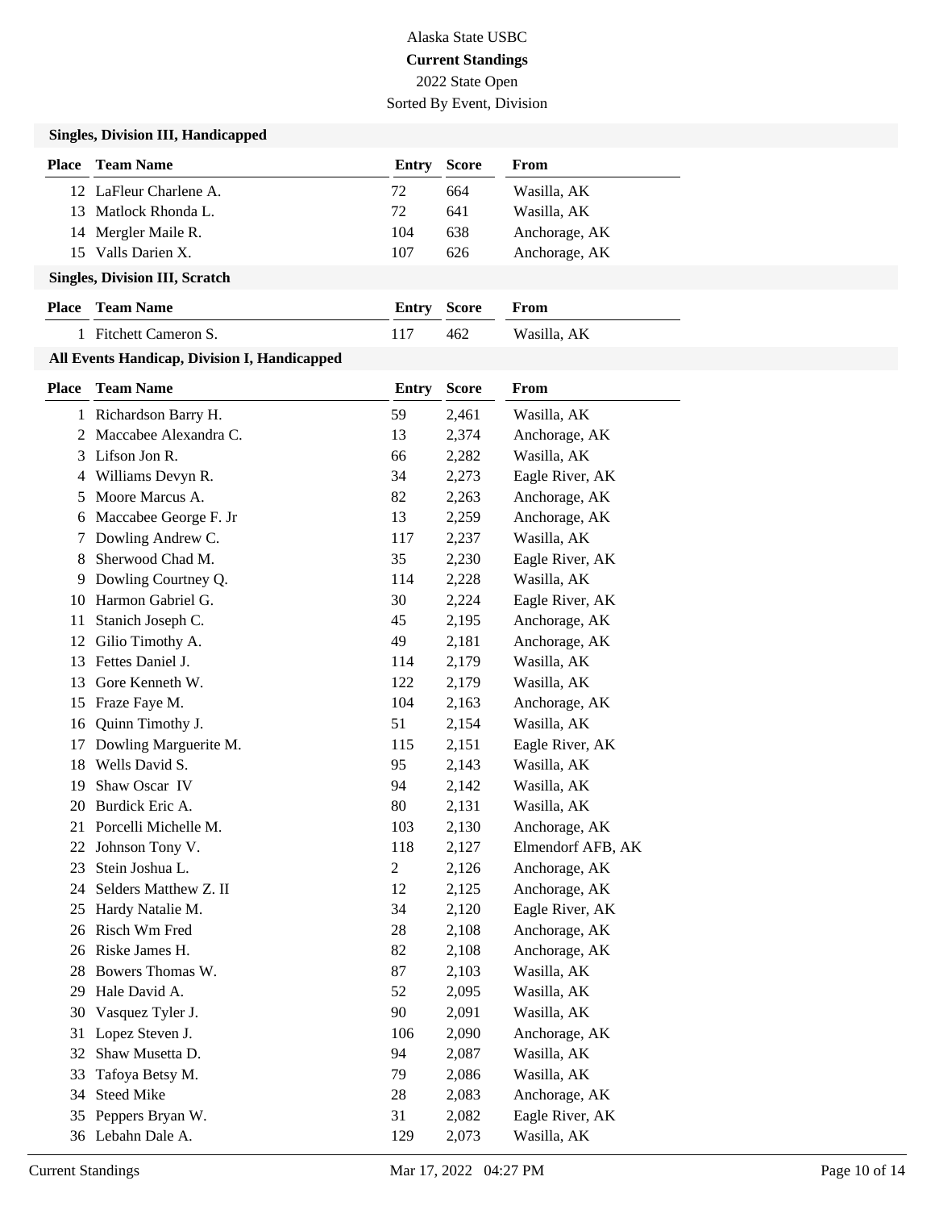Alaska State USBC

**Current Standings**

2022 State Open

Sorted By Event, Division

### Singles, Division III, Handicapped

| Place | Team Name | Entry | Score | From |
|---|---|---|---|---|
| 12 | LaFleur Charlene A. | 72 | 664 | Wasilla, AK |
| 13 | Matlock Rhonda L. | 72 | 641 | Wasilla, AK |
| 14 | Mergler Maile R. | 104 | 638 | Anchorage, AK |
| 15 | Valls Darien X. | 107 | 626 | Anchorage, AK |

### Singles, Division III, Scratch

| Place | Team Name | Entry | Score | From |
|---|---|---|---|---|
| 1 | Fitchett Cameron S. | 117 | 462 | Wasilla, AK |

### All Events Handicap, Division I, Handicapped

| Place | Team Name | Entry | Score | From |
|---|---|---|---|---|
| 1 | Richardson Barry H. | 59 | 2,461 | Wasilla, AK |
| 2 | Maccabee Alexandra C. | 13 | 2,374 | Anchorage, AK |
| 3 | Lifson Jon R. | 66 | 2,282 | Wasilla, AK |
| 4 | Williams Devyn R. | 34 | 2,273 | Eagle River, AK |
| 5 | Moore Marcus A. | 82 | 2,263 | Anchorage, AK |
| 6 | Maccabee George F. Jr | 13 | 2,259 | Anchorage, AK |
| 7 | Dowling Andrew C. | 117 | 2,237 | Wasilla, AK |
| 8 | Sherwood Chad M. | 35 | 2,230 | Eagle River, AK |
| 9 | Dowling Courtney Q. | 114 | 2,228 | Wasilla, AK |
| 10 | Harmon Gabriel G. | 30 | 2,224 | Eagle River, AK |
| 11 | Stanich Joseph C. | 45 | 2,195 | Anchorage, AK |
| 12 | Gilio Timothy A. | 49 | 2,181 | Anchorage, AK |
| 13 | Fettes Daniel J. | 114 | 2,179 | Wasilla, AK |
| 13 | Gore Kenneth W. | 122 | 2,179 | Wasilla, AK |
| 15 | Fraze Faye M. | 104 | 2,163 | Anchorage, AK |
| 16 | Quinn Timothy J. | 51 | 2,154 | Wasilla, AK |
| 17 | Dowling Marguerite M. | 115 | 2,151 | Eagle River, AK |
| 18 | Wells David S. | 95 | 2,143 | Wasilla, AK |
| 19 | Shaw Oscar IV | 94 | 2,142 | Wasilla, AK |
| 20 | Burdick Eric A. | 80 | 2,131 | Wasilla, AK |
| 21 | Porcelli Michelle M. | 103 | 2,130 | Anchorage, AK |
| 22 | Johnson Tony V. | 118 | 2,127 | Elmendorf AFB, AK |
| 23 | Stein Joshua L. | 2 | 2,126 | Anchorage, AK |
| 24 | Selders Matthew Z. II | 12 | 2,125 | Anchorage, AK |
| 25 | Hardy Natalie M. | 34 | 2,120 | Eagle River, AK |
| 26 | Risch Wm Fred | 28 | 2,108 | Anchorage, AK |
| 26 | Riske James H. | 82 | 2,108 | Anchorage, AK |
| 28 | Bowers Thomas W. | 87 | 2,103 | Wasilla, AK |
| 29 | Hale David A. | 52 | 2,095 | Wasilla, AK |
| 30 | Vasquez Tyler J. | 90 | 2,091 | Wasilla, AK |
| 31 | Lopez Steven J. | 106 | 2,090 | Anchorage, AK |
| 32 | Shaw Musetta D. | 94 | 2,087 | Wasilla, AK |
| 33 | Tafoya Betsy M. | 79 | 2,086 | Wasilla, AK |
| 34 | Steed Mike | 28 | 2,083 | Anchorage, AK |
| 35 | Peppers Bryan W. | 31 | 2,082 | Eagle River, AK |
| 36 | Lebahn Dale A. | 129 | 2,073 | Wasilla, AK |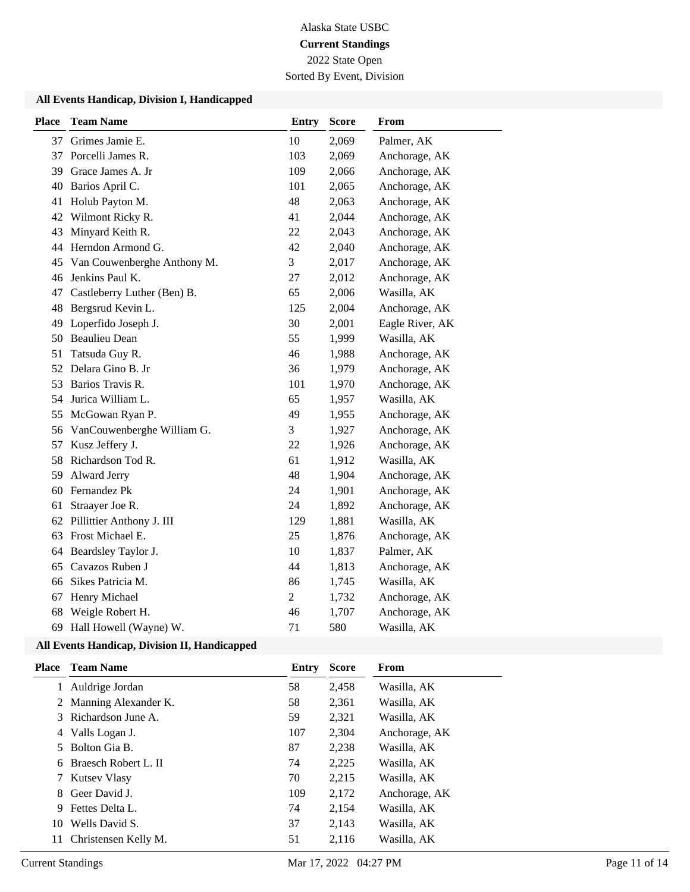Alaska State USBC

**Current Standings**

2022 State Open

Sorted By Event, Division

### All Events Handicap, Division I, Handicapped

| Place | Team Name | Entry | Score | From |
|---|---|---|---|---|
| 37 | Grimes Jamie E. | 10 | 2,069 | Palmer, AK |
| 37 | Porcelli James R. | 103 | 2,069 | Anchorage, AK |
| 39 | Grace James A. Jr | 109 | 2,066 | Anchorage, AK |
| 40 | Barios April C. | 101 | 2,065 | Anchorage, AK |
| 41 | Holub Payton M. | 48 | 2,063 | Anchorage, AK |
| 42 | Wilmont Ricky R. | 41 | 2,044 | Anchorage, AK |
| 43 | Minyard Keith R. | 22 | 2,043 | Anchorage, AK |
| 44 | Herndon Armond G. | 42 | 2,040 | Anchorage, AK |
| 45 | Van Couwenberghe Anthony M. | 3 | 2,017 | Anchorage, AK |
| 46 | Jenkins Paul K. | 27 | 2,012 | Anchorage, AK |
| 47 | Castleberry Luther (Ben) B. | 65 | 2,006 | Wasilla, AK |
| 48 | Bergsrud Kevin L. | 125 | 2,004 | Anchorage, AK |
| 49 | Loperfido Joseph J. | 30 | 2,001 | Eagle River, AK |
| 50 | Beaulieu Dean | 55 | 1,999 | Wasilla, AK |
| 51 | Tatsuda Guy R. | 46 | 1,988 | Anchorage, AK |
| 52 | Delara Gino B. Jr | 36 | 1,979 | Anchorage, AK |
| 53 | Barios Travis R. | 101 | 1,970 | Anchorage, AK |
| 54 | Jurica William L. | 65 | 1,957 | Wasilla, AK |
| 55 | McGowan Ryan P. | 49 | 1,955 | Anchorage, AK |
| 56 | VanCouwenberghe William G. | 3 | 1,927 | Anchorage, AK |
| 57 | Kusz Jeffery J. | 22 | 1,926 | Anchorage, AK |
| 58 | Richardson Tod R. | 61 | 1,912 | Wasilla, AK |
| 59 | Alward Jerry | 48 | 1,904 | Anchorage, AK |
| 60 | Fernandez Pk | 24 | 1,901 | Anchorage, AK |
| 61 | Straayer Joe R. | 24 | 1,892 | Anchorage, AK |
| 62 | Pillittier Anthony J. III | 129 | 1,881 | Wasilla, AK |
| 63 | Frost Michael E. | 25 | 1,876 | Anchorage, AK |
| 64 | Beardsley Taylor J. | 10 | 1,837 | Palmer, AK |
| 65 | Cavazos Ruben J | 44 | 1,813 | Anchorage, AK |
| 66 | Sikes Patricia M. | 86 | 1,745 | Wasilla, AK |
| 67 | Henry Michael | 2 | 1,732 | Anchorage, AK |
| 68 | Weigle Robert H. | 46 | 1,707 | Anchorage, AK |
| 69 | Hall Howell (Wayne) W. | 71 | 580 | Wasilla, AK |

### All Events Handicap, Division II, Handicapped

| Place | Team Name | Entry | Score | From |
|---|---|---|---|---|
| 1 | Auldrige Jordan | 58 | 2,458 | Wasilla, AK |
| 2 | Manning Alexander K. | 58 | 2,361 | Wasilla, AK |
| 3 | Richardson June A. | 59 | 2,321 | Wasilla, AK |
| 4 | Valls Logan J. | 107 | 2,304 | Anchorage, AK |
| 5 | Bolton Gia B. | 87 | 2,238 | Wasilla, AK |
| 6 | Braesch Robert L. II | 74 | 2,225 | Wasilla, AK |
| 7 | Kutsev Vlasy | 70 | 2,215 | Wasilla, AK |
| 8 | Geer David J. | 109 | 2,172 | Anchorage, AK |
| 9 | Fettes Delta L. | 74 | 2,154 | Wasilla, AK |
| 10 | Wells David S. | 37 | 2,143 | Wasilla, AK |
| 11 | Christensen Kelly M. | 51 | 2,116 | Wasilla, AK |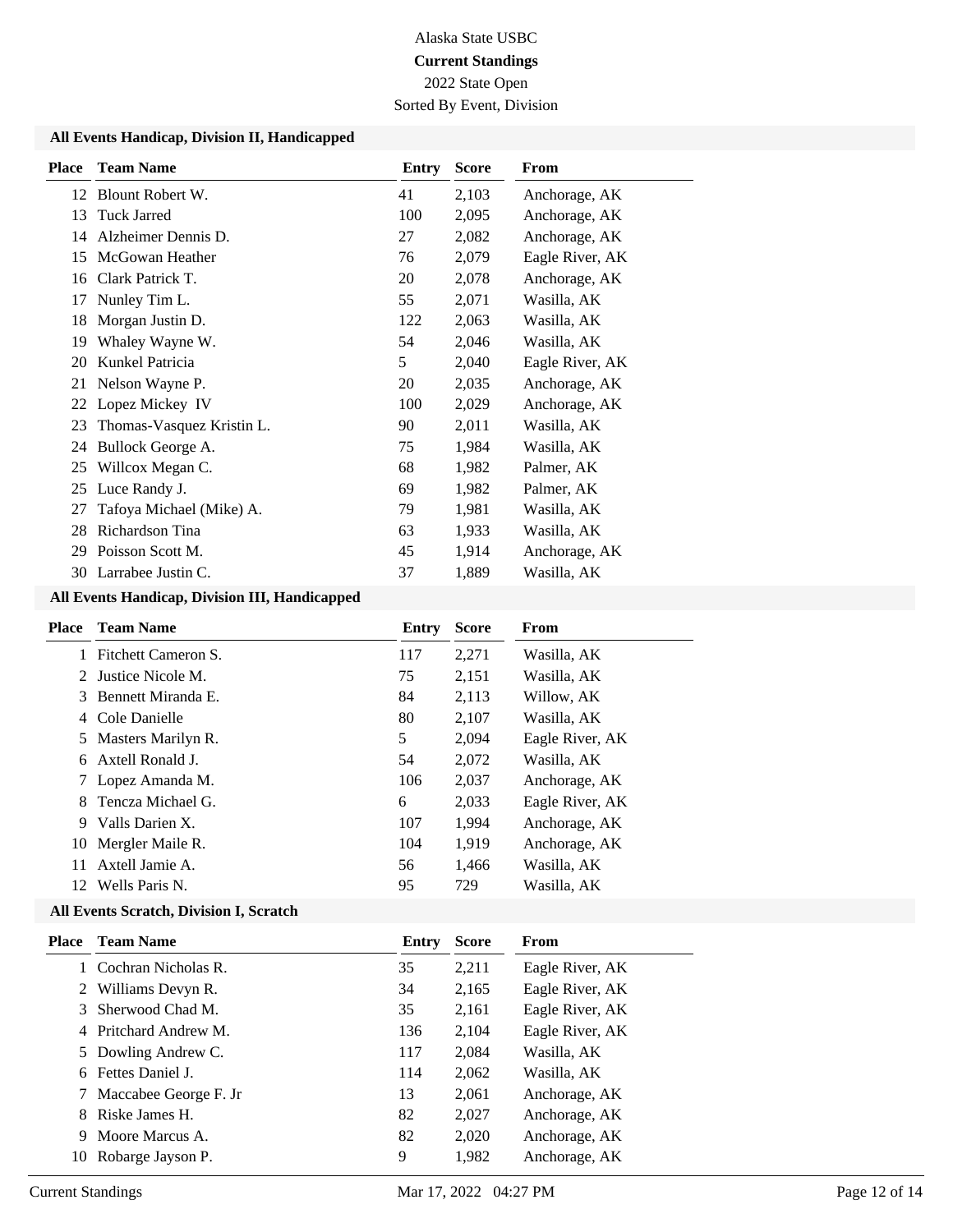Alaska State USBC

**Current Standings**

2022 State Open

Sorted By Event, Division

### All Events Handicap, Division II, Handicapped

| Place | Team Name | Entry | Score | From |
|---|---|---|---|---|
| 12 | Blount Robert W. | 41 | 2,103 | Anchorage, AK |
| 13 | Tuck Jarred | 100 | 2,095 | Anchorage, AK |
| 14 | Alzheimer Dennis D. | 27 | 2,082 | Anchorage, AK |
| 15 | McGowan Heather | 76 | 2,079 | Eagle River, AK |
| 16 | Clark Patrick T. | 20 | 2,078 | Anchorage, AK |
| 17 | Nunley Tim L. | 55 | 2,071 | Wasilla, AK |
| 18 | Morgan Justin D. | 122 | 2,063 | Wasilla, AK |
| 19 | Whaley Wayne W. | 54 | 2,046 | Wasilla, AK |
| 20 | Kunkel Patricia | 5 | 2,040 | Eagle River, AK |
| 21 | Nelson Wayne P. | 20 | 2,035 | Anchorage, AK |
| 22 | Lopez Mickey IV | 100 | 2,029 | Anchorage, AK |
| 23 | Thomas-Vasquez Kristin L. | 90 | 2,011 | Wasilla, AK |
| 24 | Bullock George A. | 75 | 1,984 | Wasilla, AK |
| 25 | Willcox Megan C. | 68 | 1,982 | Palmer, AK |
| 25 | Luce Randy J. | 69 | 1,982 | Palmer, AK |
| 27 | Tafoya Michael (Mike) A. | 79 | 1,981 | Wasilla, AK |
| 28 | Richardson Tina | 63 | 1,933 | Wasilla, AK |
| 29 | Poisson Scott M. | 45 | 1,914 | Anchorage, AK |
| 30 | Larrabee Justin C. | 37 | 1,889 | Wasilla, AK |

### All Events Handicap, Division III, Handicapped

| Place | Team Name | Entry | Score | From |
|---|---|---|---|---|
| 1 | Fitchett Cameron S. | 117 | 2,271 | Wasilla, AK |
| 2 | Justice Nicole M. | 75 | 2,151 | Wasilla, AK |
| 3 | Bennett Miranda E. | 84 | 2,113 | Willow, AK |
| 4 | Cole Danielle | 80 | 2,107 | Wasilla, AK |
| 5 | Masters Marilyn R. | 5 | 2,094 | Eagle River, AK |
| 6 | Axtell Ronald J. | 54 | 2,072 | Wasilla, AK |
| 7 | Lopez Amanda M. | 106 | 2,037 | Anchorage, AK |
| 8 | Tencza Michael G. | 6 | 2,033 | Eagle River, AK |
| 9 | Valls Darien X. | 107 | 1,994 | Anchorage, AK |
| 10 | Mergler Maile R. | 104 | 1,919 | Anchorage, AK |
| 11 | Axtell Jamie A. | 56 | 1,466 | Wasilla, AK |
| 12 | Wells Paris N. | 95 | 729 | Wasilla, AK |

### All Events Scratch, Division I, Scratch

| Place | Team Name | Entry | Score | From |
|---|---|---|---|---|
| 1 | Cochran Nicholas R. | 35 | 2,211 | Eagle River, AK |
| 2 | Williams Devyn R. | 34 | 2,165 | Eagle River, AK |
| 3 | Sherwood Chad M. | 35 | 2,161 | Eagle River, AK |
| 4 | Pritchard Andrew M. | 136 | 2,104 | Eagle River, AK |
| 5 | Dowling Andrew C. | 117 | 2,084 | Wasilla, AK |
| 6 | Fettes Daniel J. | 114 | 2,062 | Wasilla, AK |
| 7 | Maccabee George F. Jr | 13 | 2,061 | Anchorage, AK |
| 8 | Riske James H. | 82 | 2,027 | Anchorage, AK |
| 9 | Moore Marcus A. | 82 | 2,020 | Anchorage, AK |
| 10 | Robarge Jayson P. | 9 | 1,982 | Anchorage, AK |

Current Standings Mar 17, 2022 04:27 PM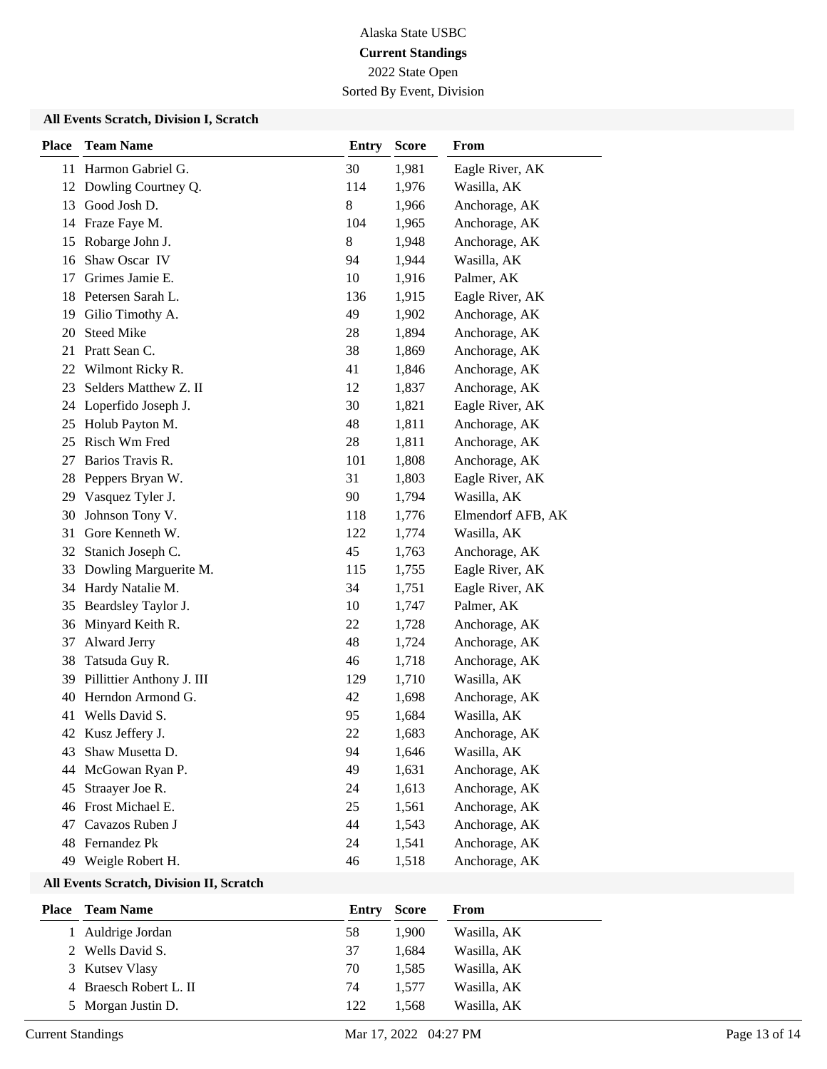Alaska State USBC

**Current Standings**

2022 State Open

Sorted By Event, Division

### All Events Scratch, Division I, Scratch

| Place | Team Name | Entry | Score | From |
|---|---|---|---|---|
| 11 | Harmon Gabriel G. | 30 | 1,981 | Eagle River, AK |
| 12 | Dowling Courtney Q. | 114 | 1,976 | Wasilla, AK |
| 13 | Good Josh D. | 8 | 1,966 | Anchorage, AK |
| 14 | Fraze Faye M. | 104 | 1,965 | Anchorage, AK |
| 15 | Robarge John J. | 8 | 1,948 | Anchorage, AK |
| 16 | Shaw Oscar IV | 94 | 1,944 | Wasilla, AK |
| 17 | Grimes Jamie E. | 10 | 1,916 | Palmer, AK |
| 18 | Petersen Sarah L. | 136 | 1,915 | Eagle River, AK |
| 19 | Gilio Timothy A. | 49 | 1,902 | Anchorage, AK |
| 20 | Steed Mike | 28 | 1,894 | Anchorage, AK |
| 21 | Pratt Sean C. | 38 | 1,869 | Anchorage, AK |
| 22 | Wilmont Ricky R. | 41 | 1,846 | Anchorage, AK |
| 23 | Selders Matthew Z. II | 12 | 1,837 | Anchorage, AK |
| 24 | Loperfido Joseph J. | 30 | 1,821 | Eagle River, AK |
| 25 | Holub Payton M. | 48 | 1,811 | Anchorage, AK |
| 25 | Risch Wm Fred | 28 | 1,811 | Anchorage, AK |
| 27 | Barios Travis R. | 101 | 1,808 | Anchorage, AK |
| 28 | Peppers Bryan W. | 31 | 1,803 | Eagle River, AK |
| 29 | Vasquez Tyler J. | 90 | 1,794 | Wasilla, AK |
| 30 | Johnson Tony V. | 118 | 1,776 | Elmendorf AFB, AK |
| 31 | Gore Kenneth W. | 122 | 1,774 | Wasilla, AK |
| 32 | Stanich Joseph C. | 45 | 1,763 | Anchorage, AK |
| 33 | Dowling Marguerite M. | 115 | 1,755 | Eagle River, AK |
| 34 | Hardy Natalie M. | 34 | 1,751 | Eagle River, AK |
| 35 | Beardsley Taylor J. | 10 | 1,747 | Palmer, AK |
| 36 | Minyard Keith R. | 22 | 1,728 | Anchorage, AK |
| 37 | Alward Jerry | 48 | 1,724 | Anchorage, AK |
| 38 | Tatsuda Guy R. | 46 | 1,718 | Anchorage, AK |
| 39 | Pillittier Anthony J. III | 129 | 1,710 | Wasilla, AK |
| 40 | Herndon Armond G. | 42 | 1,698 | Anchorage, AK |
| 41 | Wells David S. | 95 | 1,684 | Wasilla, AK |
| 42 | Kusz Jeffery J. | 22 | 1,683 | Anchorage, AK |
| 43 | Shaw Musetta D. | 94 | 1,646 | Wasilla, AK |
| 44 | McGowan Ryan P. | 49 | 1,631 | Anchorage, AK |
| 45 | Straayer Joe R. | 24 | 1,613 | Anchorage, AK |
| 46 | Frost Michael E. | 25 | 1,561 | Anchorage, AK |
| 47 | Cavazos Ruben J | 44 | 1,543 | Anchorage, AK |
| 48 | Fernandez Pk | 24 | 1,541 | Anchorage, AK |
| 49 | Weigle Robert H. | 46 | 1,518 | Anchorage, AK |

### All Events Scratch, Division II, Scratch

| Place | Team Name | Entry | Score | From |
|---|---|---|---|---|
| 1 | Auldrige Jordan | 58 | 1,900 | Wasilla, AK |
| 2 | Wells David S. | 37 | 1,684 | Wasilla, AK |
| 3 | Kutsev Vlasy | 70 | 1,585 | Wasilla, AK |
| 4 | Braesch Robert L. II | 74 | 1,577 | Wasilla, AK |
| 5 | Morgan Justin D. | 122 | 1,568 | Wasilla, AK |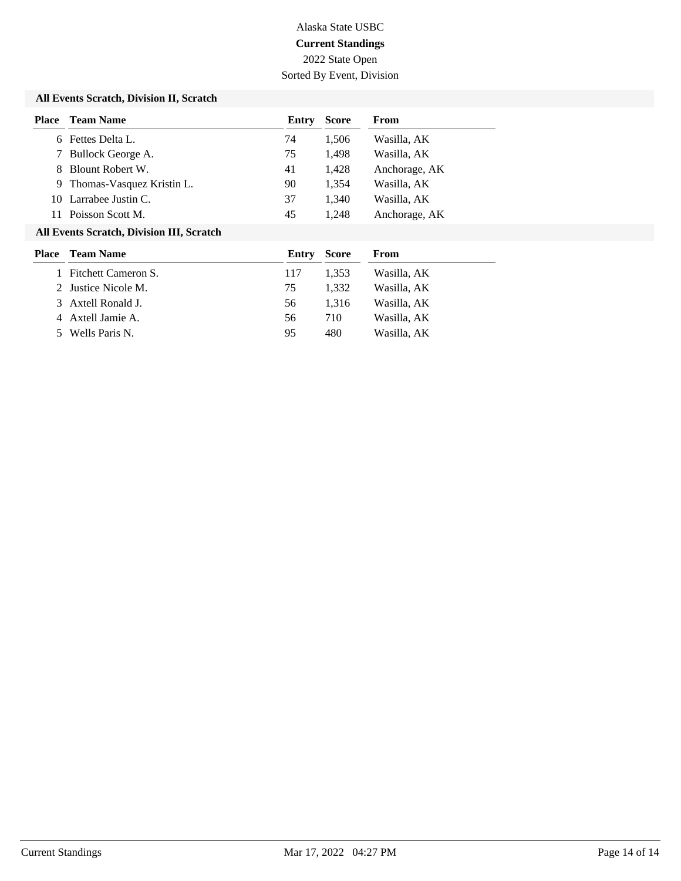Alaska State USBC

**Current Standings**

2022 State Open

Sorted By Event, Division

### All Events Scratch, Division II, Scratch

| Place | Team Name | Entry | Score | From |
|---|---|---|---|---|
| 6 | Fettes Delta L. | 74 | 1,506 | Wasilla, AK |
| 7 | Bullock George A. | 75 | 1,498 | Wasilla, AK |
| 8 | Blount Robert W. | 41 | 1,428 | Anchorage, AK |
| 9 | Thomas-Vasquez Kristin L. | 90 | 1,354 | Wasilla, AK |
| 10 | Larrabee Justin C. | 37 | 1,340 | Wasilla, AK |
| 11 | Poisson Scott M. | 45 | 1,248 | Anchorage, AK |

### All Events Scratch, Division III, Scratch

| Place | Team Name | Entry | Score | From |
|---|---|---|---|---|
| 1 | Fitchett Cameron S. | 117 | 1,353 | Wasilla, AK |
| 2 | Justice Nicole M. | 75 | 1,332 | Wasilla, AK |
| 3 | Axtell Ronald J. | 56 | 1,316 | Wasilla, AK |
| 4 | Axtell Jamie A. | 56 | 710 | Wasilla, AK |
| 5 | Wells Paris N. | 95 | 480 | Wasilla, AK |